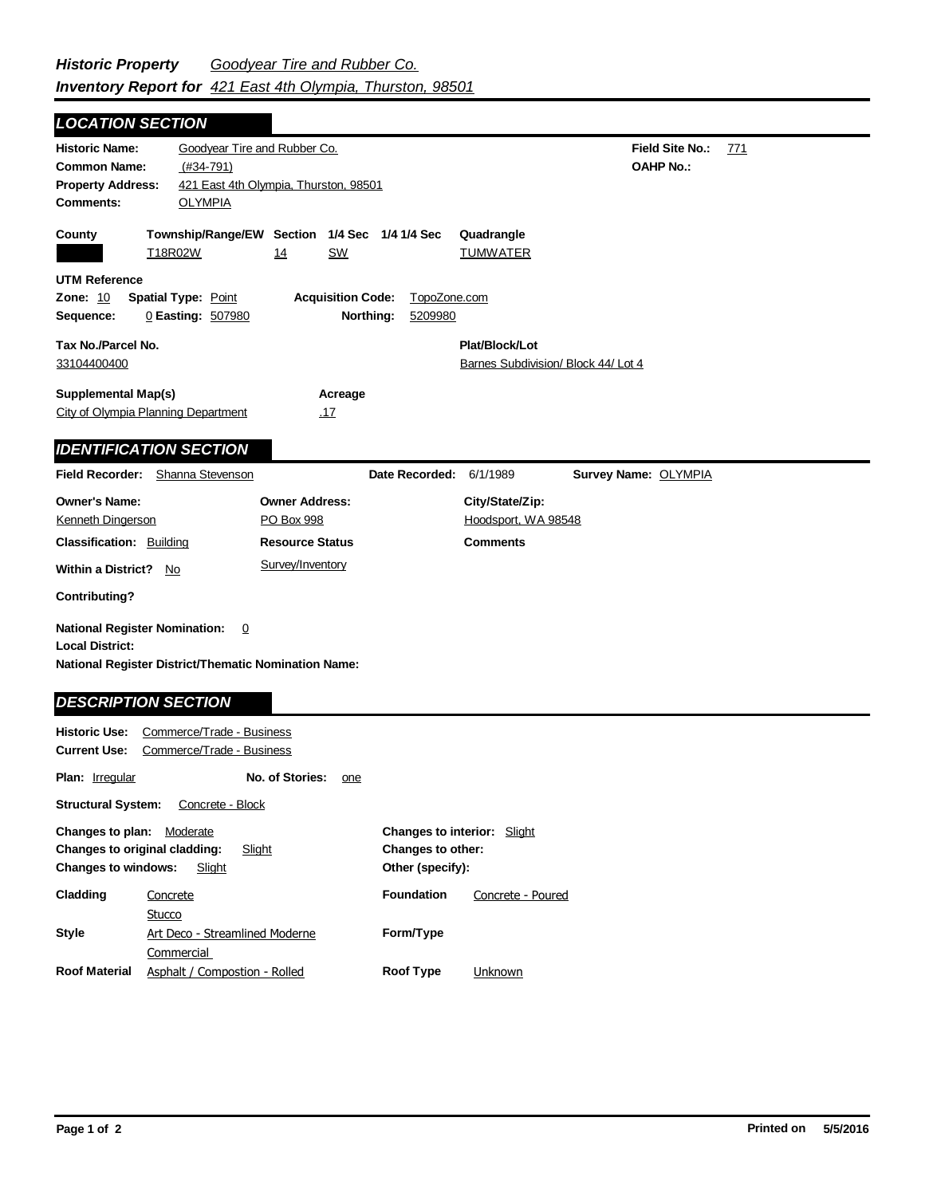# *Historic Property Inventory Report for* *Goodyear Tire and Rubber Co.* *421 East 4th Olympia, Thurston, 98501*

## LOCATION SECTION

**Historic Name:** Goodyear Tire and Rubber Co.

**Field Site No.:** 771

**Common Name:** (#34-791)

**OAHP No.:**

**Property Address:** 421 East 4th Olympia, Thurston, 98501

**Comments:** OLYMPIA

| County | Township/Range/EW | Section | 1/4 Sec | 1/4 1/4 Sec | Quadrangle |
|---|---|---|---|---|---|
| | T18R02W | 14 | SW | | TUMWATER |

**UTM Reference**

**Zone:** 10 **Spatial Type:** Point **Acquisition Code:** TopoZone.com

**Sequence:** 0 **Easting:** 507980 **Northing:** 5209980

**Tax No./Parcel No.:** 33104400400

**Plat/Block/Lot:** Barnes Subdivision/ Block 44/ Lot 4

**Supplemental Map(s):** City of Olympia Planning Department

**Acreage:** .17

## IDENTIFICATION SECTION

**Field Recorder:** Shanna Stevenson **Date Recorded:** 6/1/1989 **Survey Name:** OLYMPIA

**Owner's Name:** Kenneth Dingerson

**Owner Address:** PO Box 998

**City/State/Zip:** Hoodsport, WA 98548

**Classification:** Building

**Resource Status:** Survey/Inventory

**Comments**

**Within a District?** No

**Contributing?**

**National Register Nomination:** 0

**Local District:**

**National Register District/Thematic Nomination Name:**

## DESCRIPTION SECTION

**Historic Use:** Commerce/Trade - Business

**Current Use:** Commerce/Trade - Business

**Plan:** Irregular **No. of Stories:** one

**Structural System:** Concrete - Block

**Changes to plan:** Moderate

**Changes to original cladding:** Slight

**Changes to windows:** Slight

**Changes to interior:** Slight

**Changes to other:**

**Other (specify):**

**Cladding:** Concrete, Stucco

**Foundation:** Concrete - Poured

**Style:** Art Deco - Streamlined Moderne, Commercial

**Form/Type:**

**Roof Material:** Asphalt / Compostion - Rolled

**Roof Type:** Unknown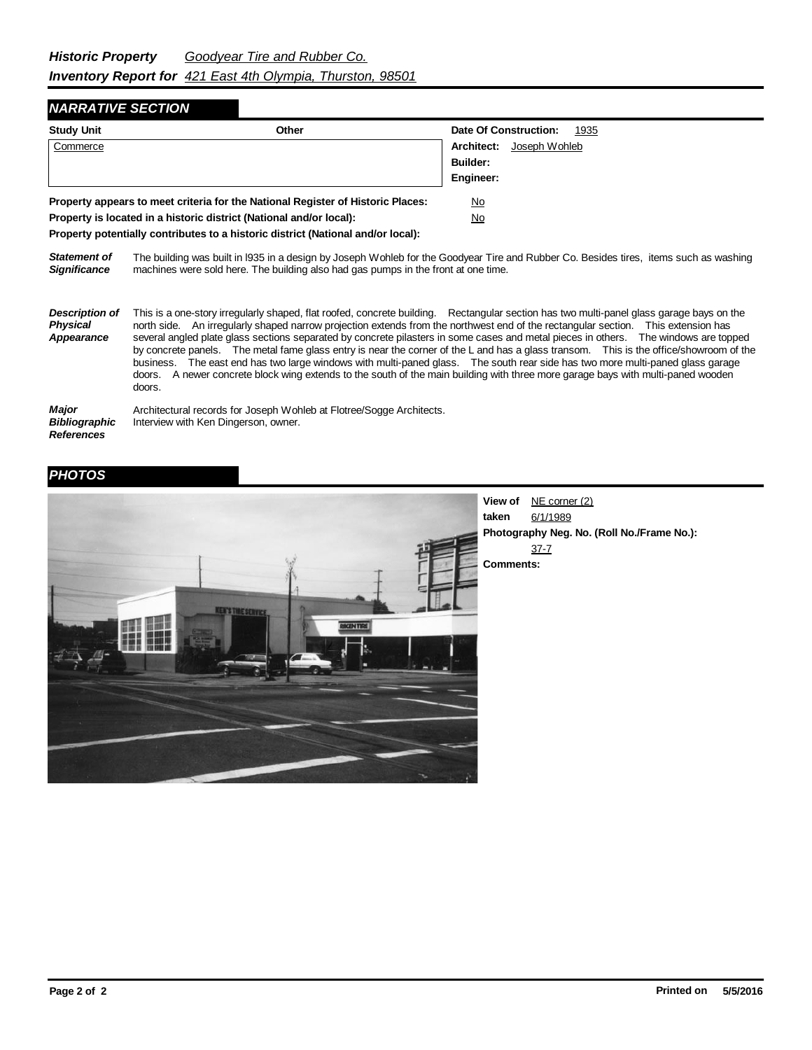**Historic Property Inventory Report for** *Goodyear Tire and Rubber Co.*
*421 East 4th Olympia, Thurston, 98501*

## NARRATIVE SECTION

| Study Unit | Other | |
|---|---|---|
| Commerce | | **Date Of Construction:** 1935 |
| | | **Architect:** Joseph Wohleb |
| | | **Builder:** |
| | | **Engineer:** |

**Property appears to meet criteria for the National Register of Historic Places:** No

**Property is located in a historic district (National and/or local):** No

**Property potentially contributes to a historic district (National and/or local):**

***Statement of Significance***

The building was built in l935 in a design by Joseph Wohleb for the Goodyear Tire and Rubber Co. Besides tires, items such as washing machines were sold here. The building also had gas pumps in the front at one time.

***Description of Physical Appearance***

This is a one-story irregularly shaped, flat roofed, concrete building. Rectangular section has two multi-panel glass garage bays on the north side. An irregularly shaped narrow projection extends from the northwest end of the rectangular section. This extension has several angled plate glass sections separated by concrete pilasters in some cases and metal pieces in others. The windows are topped by concrete panels. The metal fame glass entry is near the corner of the L and has a glass transom. This is the office/showroom of the business. The east end has two large windows with multi-paned glass. The south rear side has two more multi-paned glass garage doors. A newer concrete block wing extends to the south of the main building with three more garage bays with multi-paned wooden doors.

***Major Bibliographic References***

Architectural records for Joseph Wohleb at Flotree/Sogge Architects.
Interview with Ken Dingerson, owner.

## PHOTOS

**View of** NE corner (2)

**taken** 6/1/1989

**Photography Neg. No. (Roll No./Frame No.):** 37-7

**Comments:**